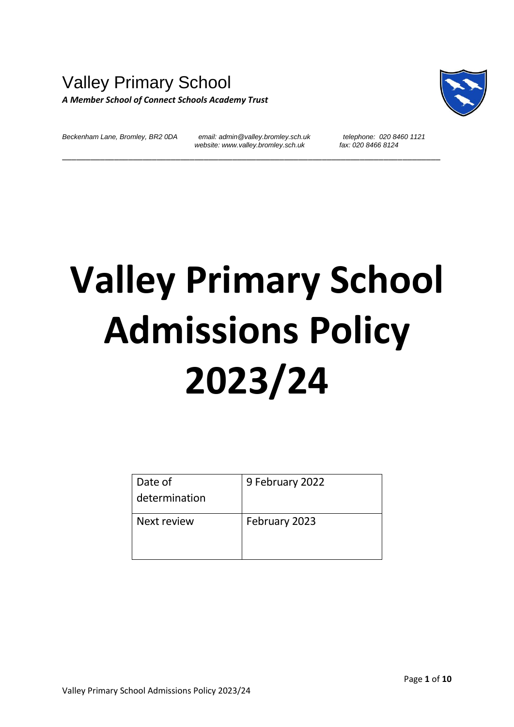Valley Primary School

***A Member School of Connect Schools Academy Trust***

*Beckenham Lane, Bromley, BR2 0DA*
*email: admin@valley.bromley.sch.uk*
*website: www.valley.bromley.sch.uk*
*telephone: 020 8460 1121*
*fax: 020 8466 8124*

---

# Valley Primary School Admissions Policy 2023/24

| | |
|---|---|
| Date of determination | 9 February 2022 |
| Next review | February 2023 |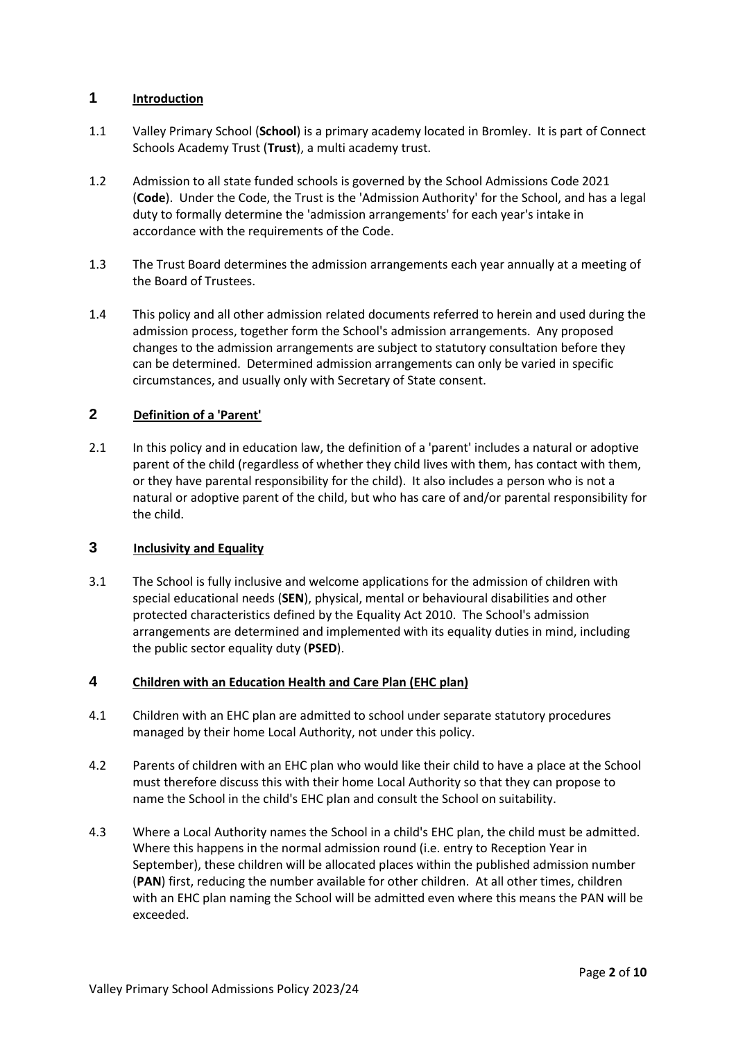## 1 Introduction

1.1 Valley Primary School (**School**) is a primary academy located in Bromley. It is part of Connect Schools Academy Trust (**Trust**), a multi academy trust.

1.2 Admission to all state funded schools is governed by the School Admissions Code 2021 (**Code**). Under the Code, the Trust is the 'Admission Authority' for the School, and has a legal duty to formally determine the 'admission arrangements' for each year's intake in accordance with the requirements of the Code.

1.3 The Trust Board determines the admission arrangements each year annually at a meeting of the Board of Trustees.

1.4 This policy and all other admission related documents referred to herein and used during the admission process, together form the School's admission arrangements. Any proposed changes to the admission arrangements are subject to statutory consultation before they can be determined. Determined admission arrangements can only be varied in specific circumstances, and usually only with Secretary of State consent.

## 2 Definition of a 'Parent'

2.1 In this policy and in education law, the definition of a 'parent' includes a natural or adoptive parent of the child (regardless of whether they child lives with them, has contact with them, or they have parental responsibility for the child). It also includes a person who is not a natural or adoptive parent of the child, but who has care of and/or parental responsibility for the child.

## 3 Inclusivity and Equality

3.1 The School is fully inclusive and welcome applications for the admission of children with special educational needs (**SEN**), physical, mental or behavioural disabilities and other protected characteristics defined by the Equality Act 2010. The School's admission arrangements are determined and implemented with its equality duties in mind, including the public sector equality duty (**PSED**).

## 4 Children with an Education Health and Care Plan (EHC plan)

4.1 Children with an EHC plan are admitted to school under separate statutory procedures managed by their home Local Authority, not under this policy.

4.2 Parents of children with an EHC plan who would like their child to have a place at the School must therefore discuss this with their home Local Authority so that they can propose to name the School in the child's EHC plan and consult the School on suitability.

4.3 Where a Local Authority names the School in a child's EHC plan, the child must be admitted. Where this happens in the normal admission round (i.e. entry to Reception Year in September), these children will be allocated places within the published admission number (**PAN**) first, reducing the number available for other children. At all other times, children with an EHC plan naming the School will be admitted even where this means the PAN will be exceeded.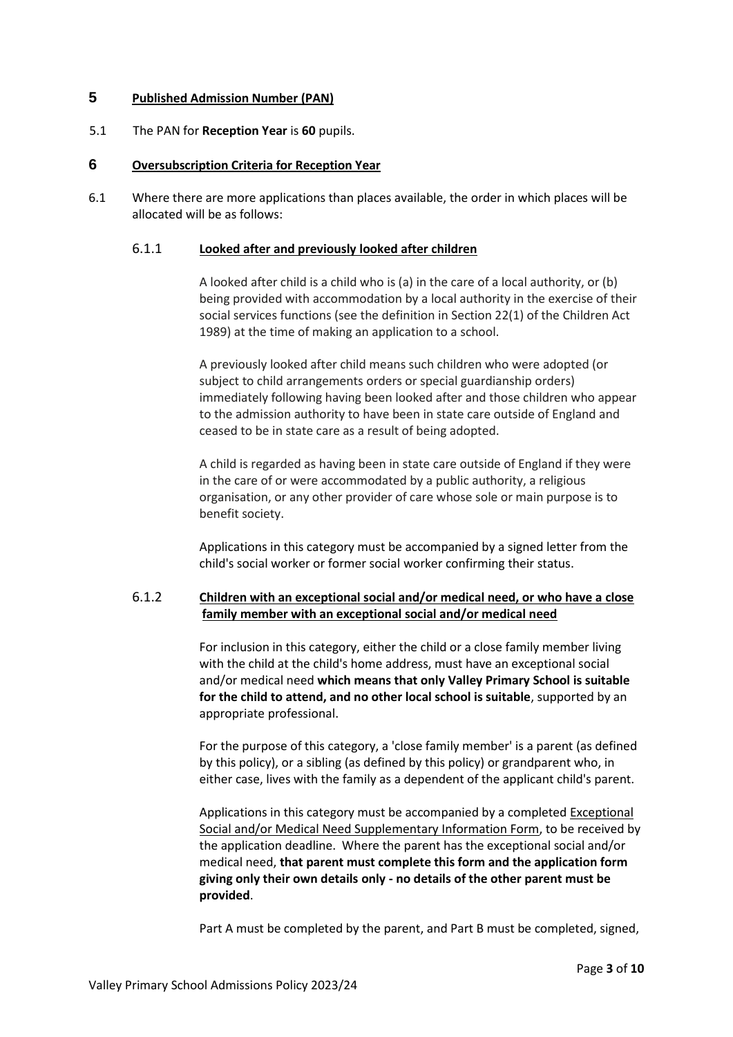## 5 Published Admission Number (PAN)

5.1 The PAN for **Reception Year** is **60** pupils.

## 6 Oversubscription Criteria for Reception Year

6.1 Where there are more applications than places available, the order in which places will be allocated will be as follows:

### 6.1.1 Looked after and previously looked after children

A looked after child is a child who is (a) in the care of a local authority, or (b) being provided with accommodation by a local authority in the exercise of their social services functions (see the definition in Section 22(1) of the Children Act 1989) at the time of making an application to a school.

A previously looked after child means such children who were adopted (or subject to child arrangements orders or special guardianship orders) immediately following having been looked after and those children who appear to the admission authority to have been in state care outside of England and ceased to be in state care as a result of being adopted.

A child is regarded as having been in state care outside of England if they were in the care of or were accommodated by a public authority, a religious organisation, or any other provider of care whose sole or main purpose is to benefit society.

Applications in this category must be accompanied by a signed letter from the child's social worker or former social worker confirming their status.

### 6.1.2 Children with an exceptional social and/or medical need, or who have a close family member with an exceptional social and/or medical need

For inclusion in this category, either the child or a close family member living with the child at the child's home address, must have an exceptional social and/or medical need **which means that only Valley Primary School is suitable for the child to attend, and no other local school is suitable**, supported by an appropriate professional.

For the purpose of this category, a 'close family member' is a parent (as defined by this policy), or a sibling (as defined by this policy) or grandparent who, in either case, lives with the family as a dependent of the applicant child's parent.

Applications in this category must be accompanied by a completed Exceptional Social and/or Medical Need Supplementary Information Form, to be received by the application deadline. Where the parent has the exceptional social and/or medical need, **that parent must complete this form and the application form giving only their own details only - no details of the other parent must be provided**.

Part A must be completed by the parent, and Part B must be completed, signed,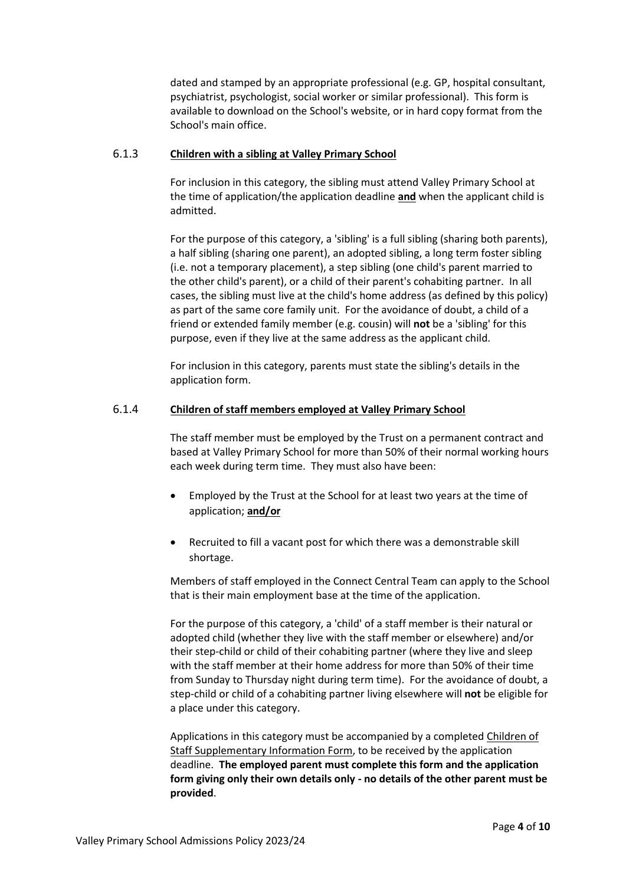dated and stamped by an appropriate professional (e.g. GP, hospital consultant, psychiatrist, psychologist, social worker or similar professional). This form is available to download on the School's website, or in hard copy format from the School's main office.

### 6.1.3 Children with a sibling at Valley Primary School

For inclusion in this category, the sibling must attend Valley Primary School at the time of application/the application deadline **and** when the applicant child is admitted.

For the purpose of this category, a 'sibling' is a full sibling (sharing both parents), a half sibling (sharing one parent), an adopted sibling, a long term foster sibling (i.e. not a temporary placement), a step sibling (one child's parent married to the other child's parent), or a child of their parent's cohabiting partner. In all cases, the sibling must live at the child's home address (as defined by this policy) as part of the same core family unit. For the avoidance of doubt, a child of a friend or extended family member (e.g. cousin) will **not** be a 'sibling' for this purpose, even if they live at the same address as the applicant child.

For inclusion in this category, parents must state the sibling's details in the application form.

### 6.1.4 Children of staff members employed at Valley Primary School

The staff member must be employed by the Trust on a permanent contract and based at Valley Primary School for more than 50% of their normal working hours each week during term time. They must also have been:

- Employed by the Trust at the School for at least two years at the time of application; **and/or**
- Recruited to fill a vacant post for which there was a demonstrable skill shortage.

Members of staff employed in the Connect Central Team can apply to the School that is their main employment base at the time of the application.

For the purpose of this category, a 'child' of a staff member is their natural or adopted child (whether they live with the staff member or elsewhere) and/or their step-child or child of their cohabiting partner (where they live and sleep with the staff member at their home address for more than 50% of their time from Sunday to Thursday night during term time). For the avoidance of doubt, a step-child or child of a cohabiting partner living elsewhere will **not** be eligible for a place under this category.

Applications in this category must be accompanied by a completed Children of Staff Supplementary Information Form, to be received by the application deadline. **The employed parent must complete this form and the application form giving only their own details only - no details of the other parent must be provided**.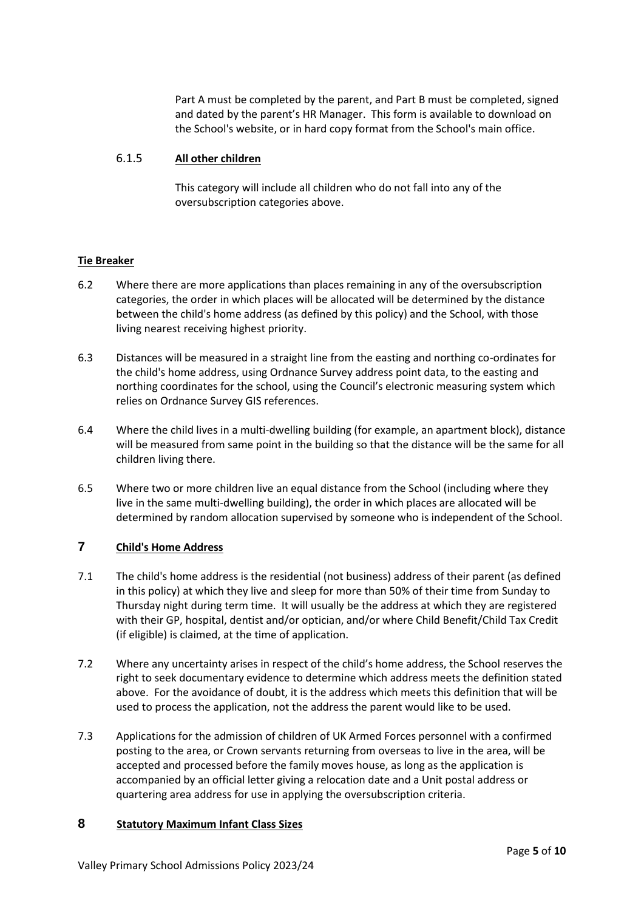Part A must be completed by the parent, and Part B must be completed, signed and dated by the parent's HR Manager. This form is available to download on the School's website, or in hard copy format from the School's main office.

6.1.5 **All other children**

This category will include all children who do not fall into any of the oversubscription categories above.

**Tie Breaker**

6.2 Where there are more applications than places remaining in any of the oversubscription categories, the order in which places will be allocated will be determined by the distance between the child's home address (as defined by this policy) and the School, with those living nearest receiving highest priority.

6.3 Distances will be measured in a straight line from the easting and northing co-ordinates for the child's home address, using Ordnance Survey address point data, to the easting and northing coordinates for the school, using the Council's electronic measuring system which relies on Ordnance Survey GIS references.

6.4 Where the child lives in a multi-dwelling building (for example, an apartment block), distance will be measured from same point in the building so that the distance will be the same for all children living there.

6.5 Where two or more children live an equal distance from the School (including where they live in the same multi-dwelling building), the order in which places are allocated will be determined by random allocation supervised by someone who is independent of the School.

## 7 Child's Home Address

7.1 The child's home address is the residential (not business) address of their parent (as defined in this policy) at which they live and sleep for more than 50% of their time from Sunday to Thursday night during term time. It will usually be the address at which they are registered with their GP, hospital, dentist and/or optician, and/or where Child Benefit/Child Tax Credit (if eligible) is claimed, at the time of application.

7.2 Where any uncertainty arises in respect of the child's home address, the School reserves the right to seek documentary evidence to determine which address meets the definition stated above. For the avoidance of doubt, it is the address which meets this definition that will be used to process the application, not the address the parent would like to be used.

7.3 Applications for the admission of children of UK Armed Forces personnel with a confirmed posting to the area, or Crown servants returning from overseas to live in the area, will be accepted and processed before the family moves house, as long as the application is accompanied by an official letter giving a relocation date and a Unit postal address or quartering area address for use in applying the oversubscription criteria.

## 8 Statutory Maximum Infant Class Sizes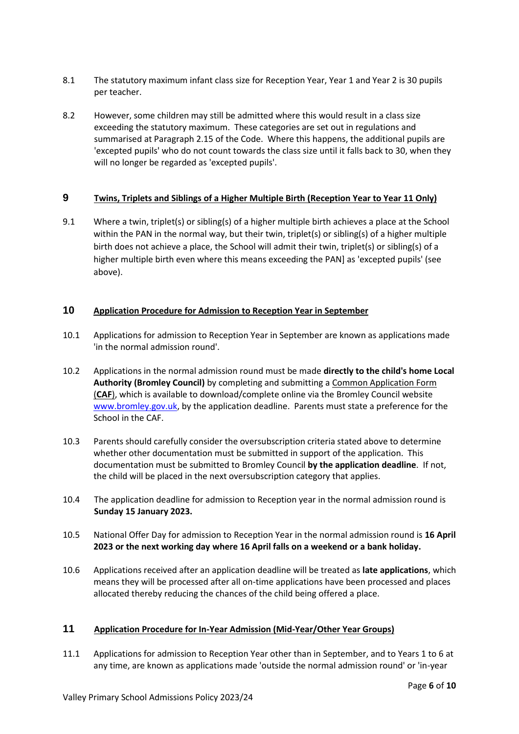8.1 The statutory maximum infant class size for Reception Year, Year 1 and Year 2 is 30 pupils per teacher.

8.2 However, some children may still be admitted where this would result in a class size exceeding the statutory maximum. These categories are set out in regulations and summarised at Paragraph 2.15 of the Code. Where this happens, the additional pupils are 'excepted pupils' who do not count towards the class size until it falls back to 30, when they will no longer be regarded as 'excepted pupils'.

## 9 Twins, Triplets and Siblings of a Higher Multiple Birth (Reception Year to Year 11 Only)

9.1 Where a twin, triplet(s) or sibling(s) of a higher multiple birth achieves a place at the School within the PAN in the normal way, but their twin, triplet(s) or sibling(s) of a higher multiple birth does not achieve a place, the School will admit their twin, triplet(s) or sibling(s) of a higher multiple birth even where this means exceeding the PAN] as 'excepted pupils' (see above).

## 10 Application Procedure for Admission to Reception Year in September

10.1 Applications for admission to Reception Year in September are known as applications made 'in the normal admission round'.

10.2 Applications in the normal admission round must be made **directly to the child's home Local Authority (Bromley Council)** by completing and submitting a Common Application Form (**CAF**), which is available to download/complete online via the Bromley Council website www.bromley.gov.uk, by the application deadline. Parents must state a preference for the School in the CAF.

10.3 Parents should carefully consider the oversubscription criteria stated above to determine whether other documentation must be submitted in support of the application. This documentation must be submitted to Bromley Council **by the application deadline**. If not, the child will be placed in the next oversubscription category that applies.

10.4 The application deadline for admission to Reception year in the normal admission round is **Sunday 15 January 2023.**

10.5 National Offer Day for admission to Reception Year in the normal admission round is **16 April 2023 or the next working day where 16 April falls on a weekend or a bank holiday.**

10.6 Applications received after an application deadline will be treated as **late applications**, which means they will be processed after all on-time applications have been processed and places allocated thereby reducing the chances of the child being offered a place.

## 11 Application Procedure for In-Year Admission (Mid-Year/Other Year Groups)

11.1 Applications for admission to Reception Year other than in September, and to Years 1 to 6 at any time, are known as applications made 'outside the normal admission round' or 'in-year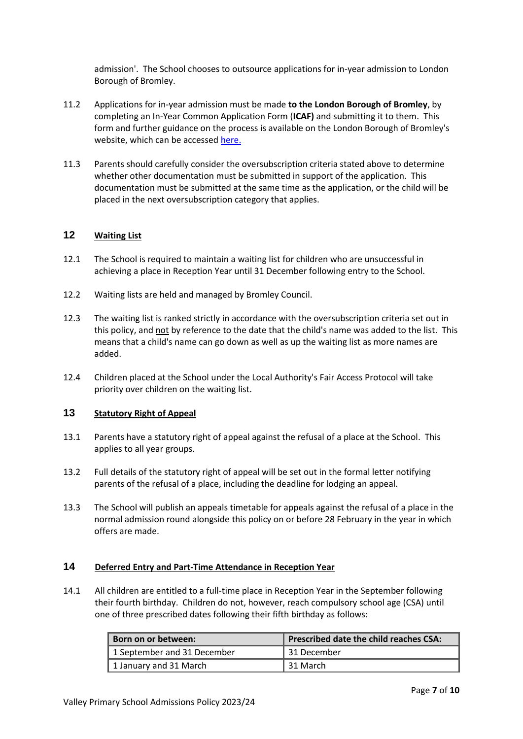admission'. The School chooses to outsource applications for in-year admission to London Borough of Bromley.

11.2 Applications for in-year admission must be made **to the London Borough of Bromley**, by completing an In-Year Common Application Form (**ICAF)** and submitting it to them. This form and further guidance on the process is available on the London Borough of Bromley's website, which can be accessed here.

11.3 Parents should carefully consider the oversubscription criteria stated above to determine whether other documentation must be submitted in support of the application. This documentation must be submitted at the same time as the application, or the child will be placed in the next oversubscription category that applies.

## 12 Waiting List

12.1 The School is required to maintain a waiting list for children who are unsuccessful in achieving a place in Reception Year until 31 December following entry to the School.

12.2 Waiting lists are held and managed by Bromley Council.

12.3 The waiting list is ranked strictly in accordance with the oversubscription criteria set out in this policy, and not by reference to the date that the child's name was added to the list. This means that a child's name can go down as well as up the waiting list as more names are added.

12.4 Children placed at the School under the Local Authority's Fair Access Protocol will take priority over children on the waiting list.

## 13 Statutory Right of Appeal

13.1 Parents have a statutory right of appeal against the refusal of a place at the School. This applies to all year groups.

13.2 Full details of the statutory right of appeal will be set out in the formal letter notifying parents of the refusal of a place, including the deadline for lodging an appeal.

13.3 The School will publish an appeals timetable for appeals against the refusal of a place in the normal admission round alongside this policy on or before 28 February in the year in which offers are made.

## 14 Deferred Entry and Part-Time Attendance in Reception Year

14.1 All children are entitled to a full-time place in Reception Year in the September following their fourth birthday. Children do not, however, reach compulsory school age (CSA) until one of three prescribed dates following their fifth birthday as follows:

| Born on or between: | Prescribed date the child reaches CSA: |
|---|---|
| 1 September and 31 December | 31 December |
| 1 January and 31 March | 31 March |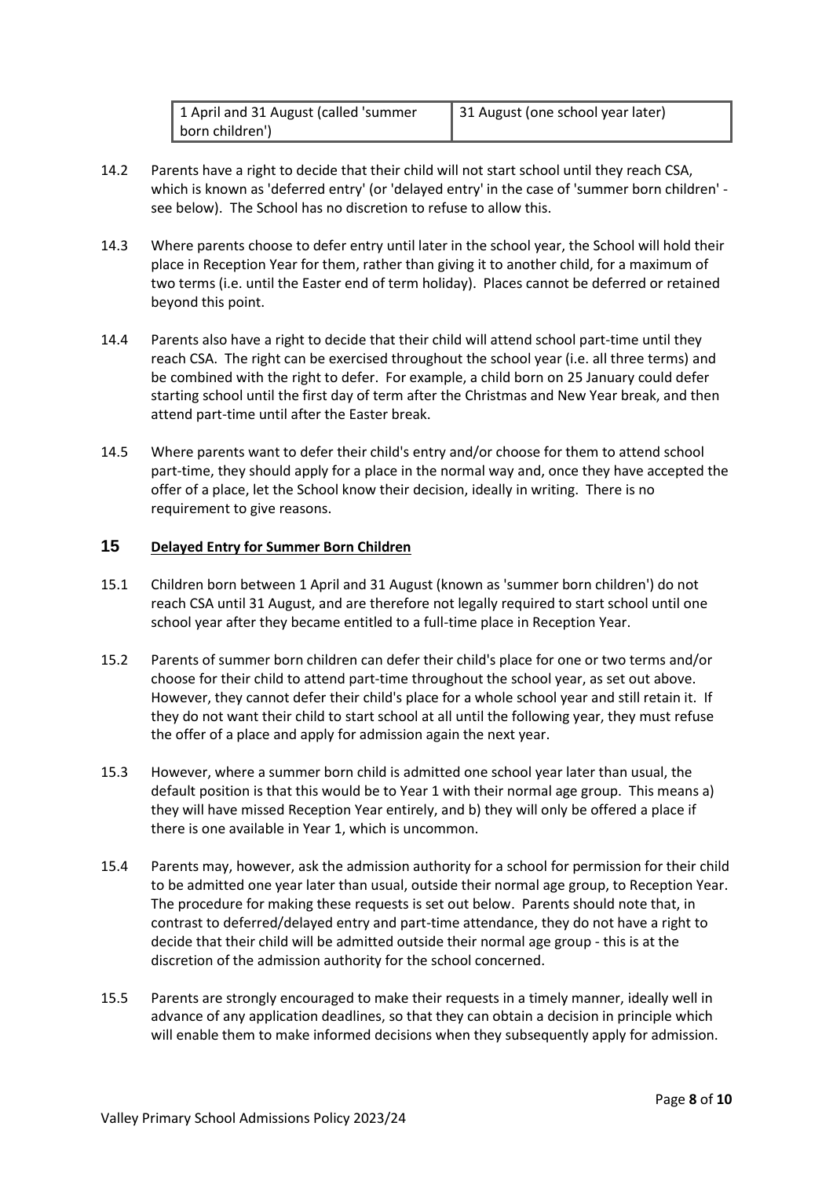| | |
|---|---|
| 1 April and 31 August (called 'summer born children') | 31 August (one school year later) |

14.2 Parents have a right to decide that their child will not start school until they reach CSA, which is known as 'deferred entry' (or 'delayed entry' in the case of 'summer born children' - see below). The School has no discretion to refuse to allow this.

14.3 Where parents choose to defer entry until later in the school year, the School will hold their place in Reception Year for them, rather than giving it to another child, for a maximum of two terms (i.e. until the Easter end of term holiday). Places cannot be deferred or retained beyond this point.

14.4 Parents also have a right to decide that their child will attend school part-time until they reach CSA. The right can be exercised throughout the school year (i.e. all three terms) and be combined with the right to defer. For example, a child born on 25 January could defer starting school until the first day of term after the Christmas and New Year break, and then attend part-time until after the Easter break.

14.5 Where parents want to defer their child's entry and/or choose for them to attend school part-time, they should apply for a place in the normal way and, once they have accepted the offer of a place, let the School know their decision, ideally in writing. There is no requirement to give reasons.

## 15 Delayed Entry for Summer Born Children

15.1 Children born between 1 April and 31 August (known as 'summer born children') do not reach CSA until 31 August, and are therefore not legally required to start school until one school year after they became entitled to a full-time place in Reception Year.

15.2 Parents of summer born children can defer their child's place for one or two terms and/or choose for their child to attend part-time throughout the school year, as set out above. However, they cannot defer their child's place for a whole school year and still retain it. If they do not want their child to start school at all until the following year, they must refuse the offer of a place and apply for admission again the next year.

15.3 However, where a summer born child is admitted one school year later than usual, the default position is that this would be to Year 1 with their normal age group. This means a) they will have missed Reception Year entirely, and b) they will only be offered a place if there is one available in Year 1, which is uncommon.

15.4 Parents may, however, ask the admission authority for a school for permission for their child to be admitted one year later than usual, outside their normal age group, to Reception Year. The procedure for making these requests is set out below. Parents should note that, in contrast to deferred/delayed entry and part-time attendance, they do not have a right to decide that their child will be admitted outside their normal age group - this is at the discretion of the admission authority for the school concerned.

15.5 Parents are strongly encouraged to make their requests in a timely manner, ideally well in advance of any application deadlines, so that they can obtain a decision in principle which will enable them to make informed decisions when they subsequently apply for admission.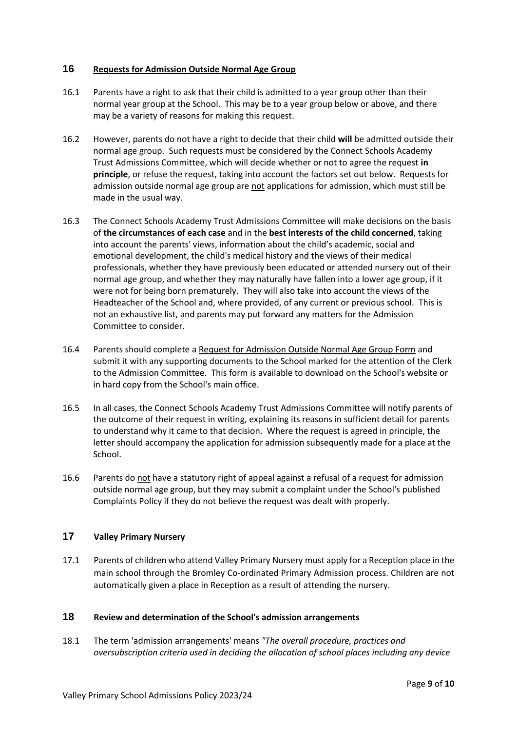## 16 Requests for Admission Outside Normal Age Group

16.1 Parents have a right to ask that their child is admitted to a year group other than their normal year group at the School. This may be to a year group below or above, and there may be a variety of reasons for making this request.

16.2 However, parents do not have a right to decide that their child **will** be admitted outside their normal age group. Such requests must be considered by the Connect Schools Academy Trust Admissions Committee, which will decide whether or not to agree the request **in principle**, or refuse the request, taking into account the factors set out below. Requests for admission outside normal age group are not applications for admission, which must still be made in the usual way.

16.3 The Connect Schools Academy Trust Admissions Committee will make decisions on the basis of **the circumstances of each case** and in the **best interests of the child concerned**, taking into account the parents' views, information about the child's academic, social and emotional development, the child's medical history and the views of their medical professionals, whether they have previously been educated or attended nursery out of their normal age group, and whether they may naturally have fallen into a lower age group, if it were not for being born prematurely. They will also take into account the views of the Headteacher of the School and, where provided, of any current or previous school. This is not an exhaustive list, and parents may put forward any matters for the Admission Committee to consider.

16.4 Parents should complete a Request for Admission Outside Normal Age Group Form and submit it with any supporting documents to the School marked for the attention of the Clerk to the Admission Committee. This form is available to download on the School's website or in hard copy from the School's main office.

16.5 In all cases, the Connect Schools Academy Trust Admissions Committee will notify parents of the outcome of their request in writing, explaining its reasons in sufficient detail for parents to understand why it came to that decision. Where the request is agreed in principle, the letter should accompany the application for admission subsequently made for a place at the School.

16.6 Parents do not have a statutory right of appeal against a refusal of a request for admission outside normal age group, but they may submit a complaint under the School's published Complaints Policy if they do not believe the request was dealt with properly.

## 17 Valley Primary Nursery

17.1 Parents of children who attend Valley Primary Nursery must apply for a Reception place in the main school through the Bromley Co-ordinated Primary Admission process. Children are not automatically given a place in Reception as a result of attending the nursery.

## 18 Review and determination of the School's admission arrangements

18.1 The term 'admission arrangements' means *"The overall procedure, practices and oversubscription criteria used in deciding the allocation of school places including any device*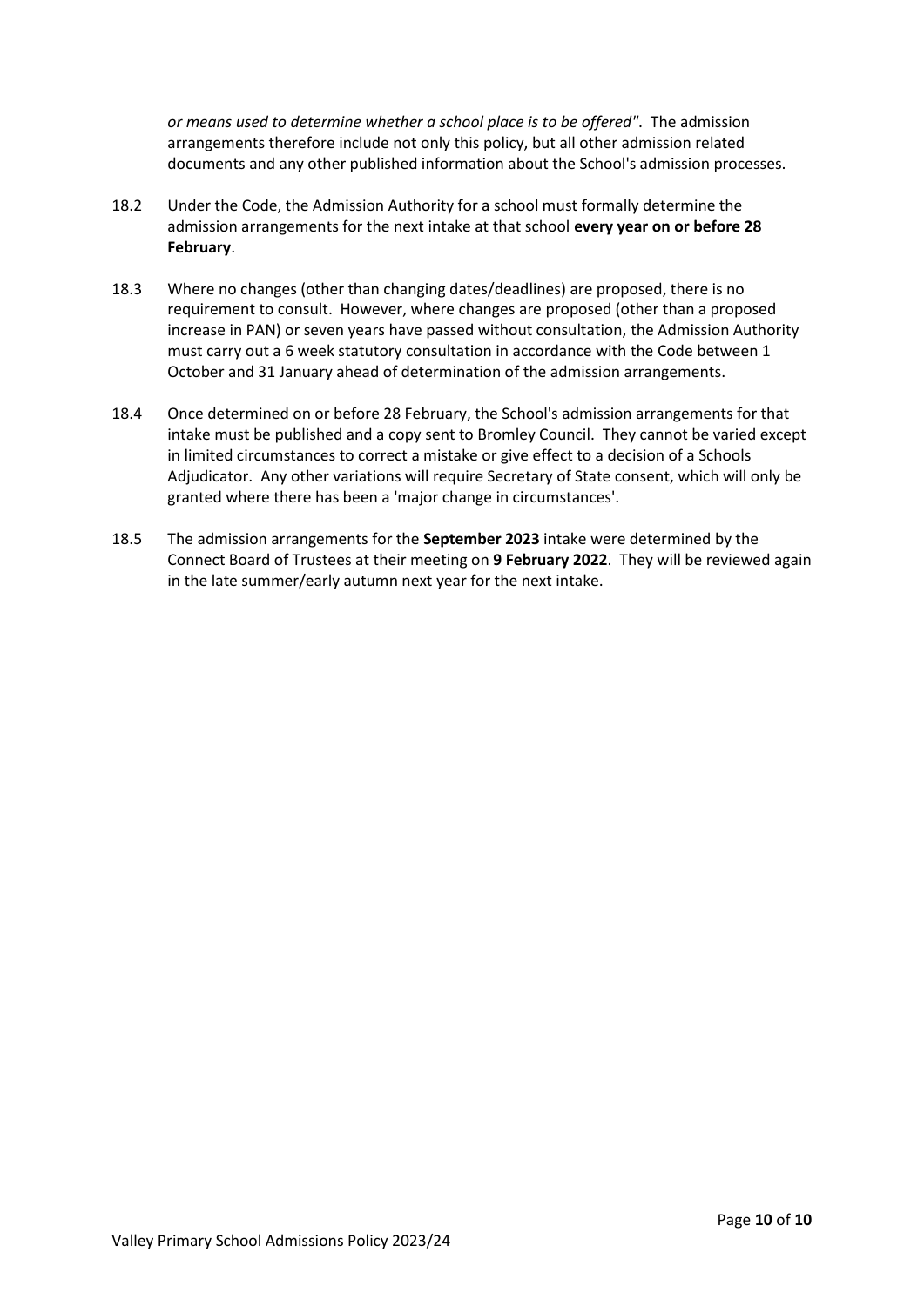*or means used to determine whether a school place is to be offered"*. The admission arrangements therefore include not only this policy, but all other admission related documents and any other published information about the School's admission processes.

18.2 Under the Code, the Admission Authority for a school must formally determine the admission arrangements for the next intake at that school **every year on or before 28 February**.

18.3 Where no changes (other than changing dates/deadlines) are proposed, there is no requirement to consult. However, where changes are proposed (other than a proposed increase in PAN) or seven years have passed without consultation, the Admission Authority must carry out a 6 week statutory consultation in accordance with the Code between 1 October and 31 January ahead of determination of the admission arrangements.

18.4 Once determined on or before 28 February, the School's admission arrangements for that intake must be published and a copy sent to Bromley Council. They cannot be varied except in limited circumstances to correct a mistake or give effect to a decision of a Schools Adjudicator. Any other variations will require Secretary of State consent, which will only be granted where there has been a 'major change in circumstances'.

18.5 The admission arrangements for the **September 2023** intake were determined by the Connect Board of Trustees at their meeting on **9 February 2022**. They will be reviewed again in the late summer/early autumn next year for the next intake.